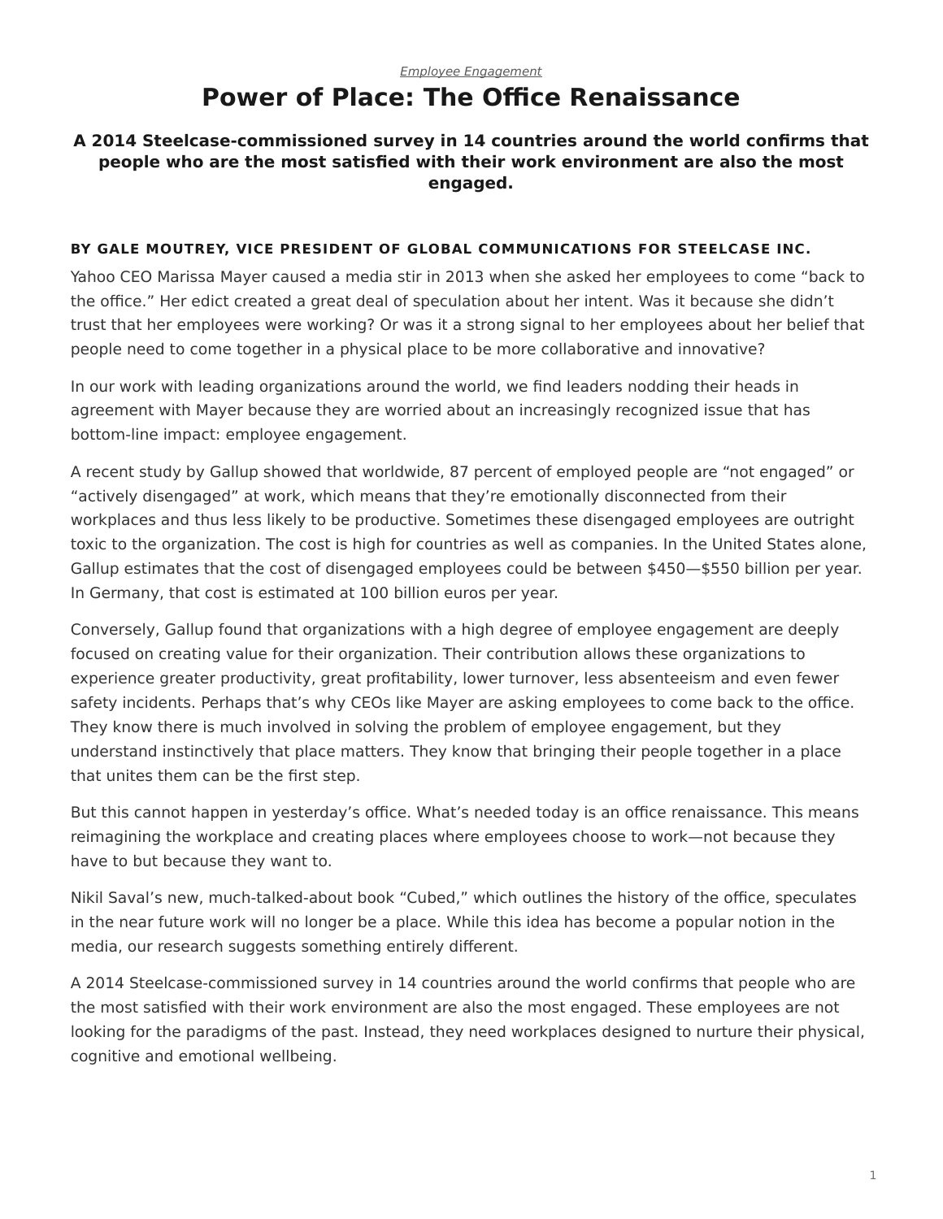*Employee Engagement*

# Power of Place: The Office Renaissance

### A 2014 Steelcase-commissioned survey in 14 countries around the world confirms that people who are the most satisfied with their work environment are also the most engaged.

**BY GALE MOUTREY, VICE PRESIDENT OF GLOBAL COMMUNICATIONS FOR STEELCASE INC.**

Yahoo CEO Marissa Mayer caused a media stir in 2013 when she asked her employees to come "back to the office." Her edict created a great deal of speculation about her intent. Was it because she didn't trust that her employees were working? Or was it a strong signal to her employees about her belief that people need to come together in a physical place to be more collaborative and innovative?

In our work with leading organizations around the world, we find leaders nodding their heads in agreement with Mayer because they are worried about an increasingly recognized issue that has bottom-line impact: employee engagement.

A recent study by Gallup showed that worldwide, 87 percent of employed people are "not engaged" or "actively disengaged" at work, which means that they're emotionally disconnected from their workplaces and thus less likely to be productive. Sometimes these disengaged employees are outright toxic to the organization. The cost is high for countries as well as companies. In the United States alone, Gallup estimates that the cost of disengaged employees could be between $450—$550 billion per year. In Germany, that cost is estimated at 100 billion euros per year.

Conversely, Gallup found that organizations with a high degree of employee engagement are deeply focused on creating value for their organization. Their contribution allows these organizations to experience greater productivity, great profitability, lower turnover, less absenteeism and even fewer safety incidents. Perhaps that's why CEOs like Mayer are asking employees to come back to the office. They know there is much involved in solving the problem of employee engagement, but they understand instinctively that place matters. They know that bringing their people together in a place that unites them can be the first step.

But this cannot happen in yesterday's office. What's needed today is an office renaissance. This means reimagining the workplace and creating places where employees choose to work—not because they have to but because they want to.

Nikil Saval's new, much-talked-about book "Cubed," which outlines the history of the office, speculates in the near future work will no longer be a place. While this idea has become a popular notion in the media, our research suggests something entirely different.

A 2014 Steelcase-commissioned survey in 14 countries around the world confirms that people who are the most satisfied with their work environment are also the most engaged. These employees are not looking for the paradigms of the past. Instead, they need workplaces designed to nurture their physical, cognitive and emotional wellbeing.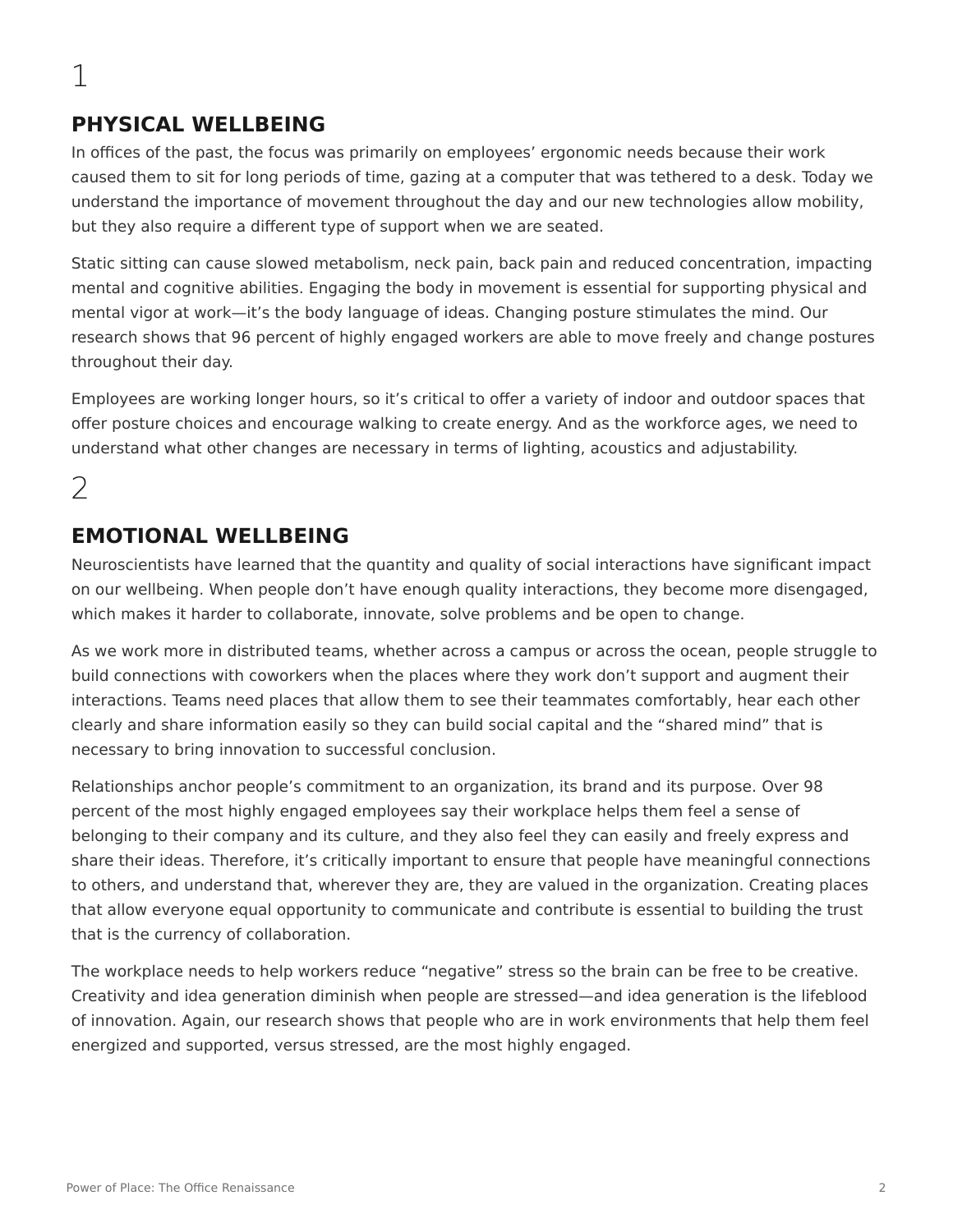1

## PHYSICAL WELLBEING

In offices of the past, the focus was primarily on employees' ergonomic needs because their work caused them to sit for long periods of time, gazing at a computer that was tethered to a desk. Today we understand the importance of movement throughout the day and our new technologies allow mobility, but they also require a different type of support when we are seated.

Static sitting can cause slowed metabolism, neck pain, back pain and reduced concentration, impacting mental and cognitive abilities. Engaging the body in movement is essential for supporting physical and mental vigor at work—it's the body language of ideas. Changing posture stimulates the mind. Our research shows that 96 percent of highly engaged workers are able to move freely and change postures throughout their day.

Employees are working longer hours, so it's critical to offer a variety of indoor and outdoor spaces that offer posture choices and encourage walking to create energy. And as the workforce ages, we need to understand what other changes are necessary in terms of lighting, acoustics and adjustability.

2

## EMOTIONAL WELLBEING

Neuroscientists have learned that the quantity and quality of social interactions have significant impact on our wellbeing. When people don't have enough quality interactions, they become more disengaged, which makes it harder to collaborate, innovate, solve problems and be open to change.

As we work more in distributed teams, whether across a campus or across the ocean, people struggle to build connections with coworkers when the places where they work don't support and augment their interactions. Teams need places that allow them to see their teammates comfortably, hear each other clearly and share information easily so they can build social capital and the "shared mind" that is necessary to bring innovation to successful conclusion.

Relationships anchor people's commitment to an organization, its brand and its purpose. Over 98 percent of the most highly engaged employees say their workplace helps them feel a sense of belonging to their company and its culture, and they also feel they can easily and freely express and share their ideas. Therefore, it's critically important to ensure that people have meaningful connections to others, and understand that, wherever they are, they are valued in the organization. Creating places that allow everyone equal opportunity to communicate and contribute is essential to building the trust that is the currency of collaboration.

The workplace needs to help workers reduce "negative" stress so the brain can be free to be creative. Creativity and idea generation diminish when people are stressed—and idea generation is the lifeblood of innovation. Again, our research shows that people who are in work environments that help them feel energized and supported, versus stressed, are the most highly engaged.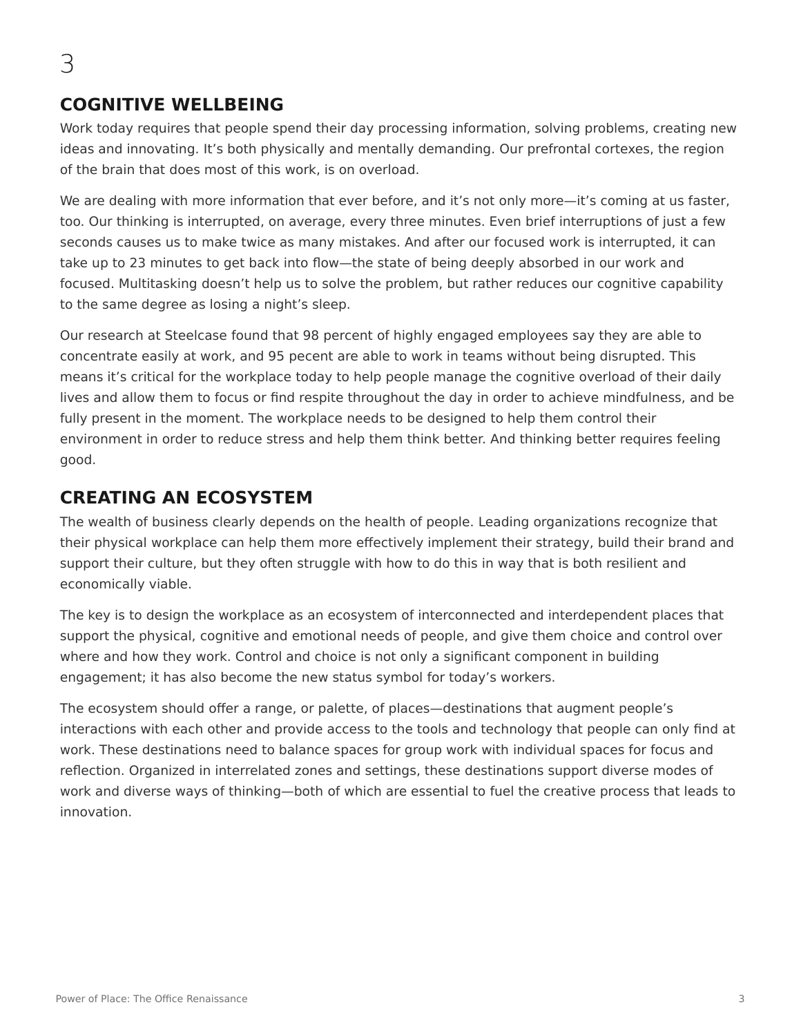# 3

## COGNITIVE WELLBEING

Work today requires that people spend their day processing information, solving problems, creating new ideas and innovating. It's both physically and mentally demanding. Our prefrontal cortexes, the region of the brain that does most of this work, is on overload.

We are dealing with more information that ever before, and it's not only more—it's coming at us faster, too. Our thinking is interrupted, on average, every three minutes. Even brief interruptions of just a few seconds causes us to make twice as many mistakes. And after our focused work is interrupted, it can take up to 23 minutes to get back into flow—the state of being deeply absorbed in our work and focused. Multitasking doesn't help us to solve the problem, but rather reduces our cognitive capability to the same degree as losing a night's sleep.

Our research at Steelcase found that 98 percent of highly engaged employees say they are able to concentrate easily at work, and 95 pecent are able to work in teams without being disrupted. This means it's critical for the workplace today to help people manage the cognitive overload of their daily lives and allow them to focus or find respite throughout the day in order to achieve mindfulness, and be fully present in the moment. The workplace needs to be designed to help them control their environment in order to reduce stress and help them think better. And thinking better requires feeling good.

## CREATING AN ECOSYSTEM

The wealth of business clearly depends on the health of people. Leading organizations recognize that their physical workplace can help them more effectively implement their strategy, build their brand and support their culture, but they often struggle with how to do this in way that is both resilient and economically viable.

The key is to design the workplace as an ecosystem of interconnected and interdependent places that support the physical, cognitive and emotional needs of people, and give them choice and control over where and how they work. Control and choice is not only a significant component in building engagement; it has also become the new status symbol for today's workers.

The ecosystem should offer a range, or palette, of places—destinations that augment people's interactions with each other and provide access to the tools and technology that people can only find at work. These destinations need to balance spaces for group work with individual spaces for focus and reflection. Organized in interrelated zones and settings, these destinations support diverse modes of work and diverse ways of thinking—both of which are essential to fuel the creative process that leads to innovation.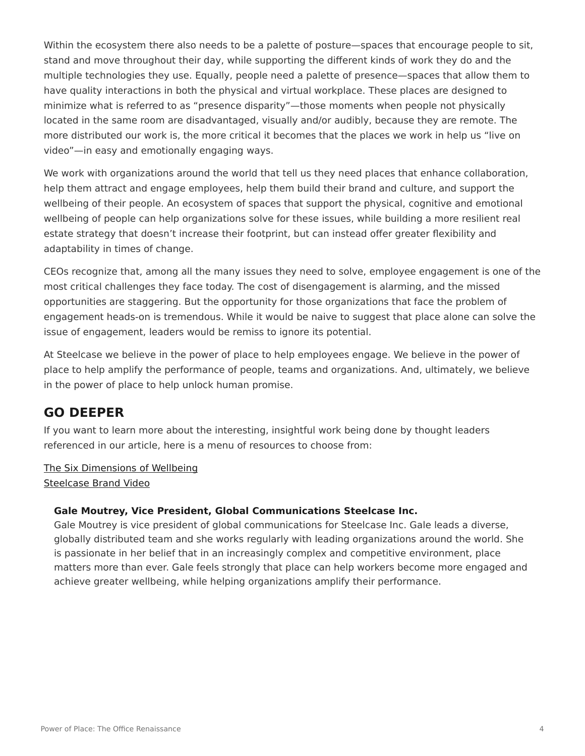Within the ecosystem there also needs to be a palette of posture—spaces that encourage people to sit, stand and move throughout their day, while supporting the different kinds of work they do and the multiple technologies they use. Equally, people need a palette of presence—spaces that allow them to have quality interactions in both the physical and virtual workplace. These places are designed to minimize what is referred to as "presence disparity"—those moments when people not physically located in the same room are disadvantaged, visually and/or audibly, because they are remote. The more distributed our work is, the more critical it becomes that the places we work in help us "live on video"—in easy and emotionally engaging ways.

We work with organizations around the world that tell us they need places that enhance collaboration, help them attract and engage employees, help them build their brand and culture, and support the wellbeing of their people. An ecosystem of spaces that support the physical, cognitive and emotional wellbeing of people can help organizations solve for these issues, while building a more resilient real estate strategy that doesn't increase their footprint, but can instead offer greater flexibility and adaptability in times of change.

CEOs recognize that, among all the many issues they need to solve, employee engagement is one of the most critical challenges they face today. The cost of disengagement is alarming, and the missed opportunities are staggering. But the opportunity for those organizations that face the problem of engagement heads-on is tremendous. While it would be naive to suggest that place alone can solve the issue of engagement, leaders would be remiss to ignore its potential.

At Steelcase we believe in the power of place to help employees engage. We believe in the power of place to help amplify the performance of people, teams and organizations. And, ultimately, we believe in the power of place to help unlock human promise.

## GO DEEPER

If you want to learn more about the interesting, insightful work being done by thought leaders referenced in our article, here is a menu of resources to choose from:

The Six Dimensions of Wellbeing
Steelcase Brand Video

**Gale Moutrey, Vice President, Global Communications Steelcase Inc.**
Gale Moutrey is vice president of global communications for Steelcase Inc. Gale leads a diverse, globally distributed team and she works regularly with leading organizations around the world. She is passionate in her belief that in an increasingly complex and competitive environment, place matters more than ever. Gale feels strongly that place can help workers become more engaged and achieve greater wellbeing, while helping organizations amplify their performance.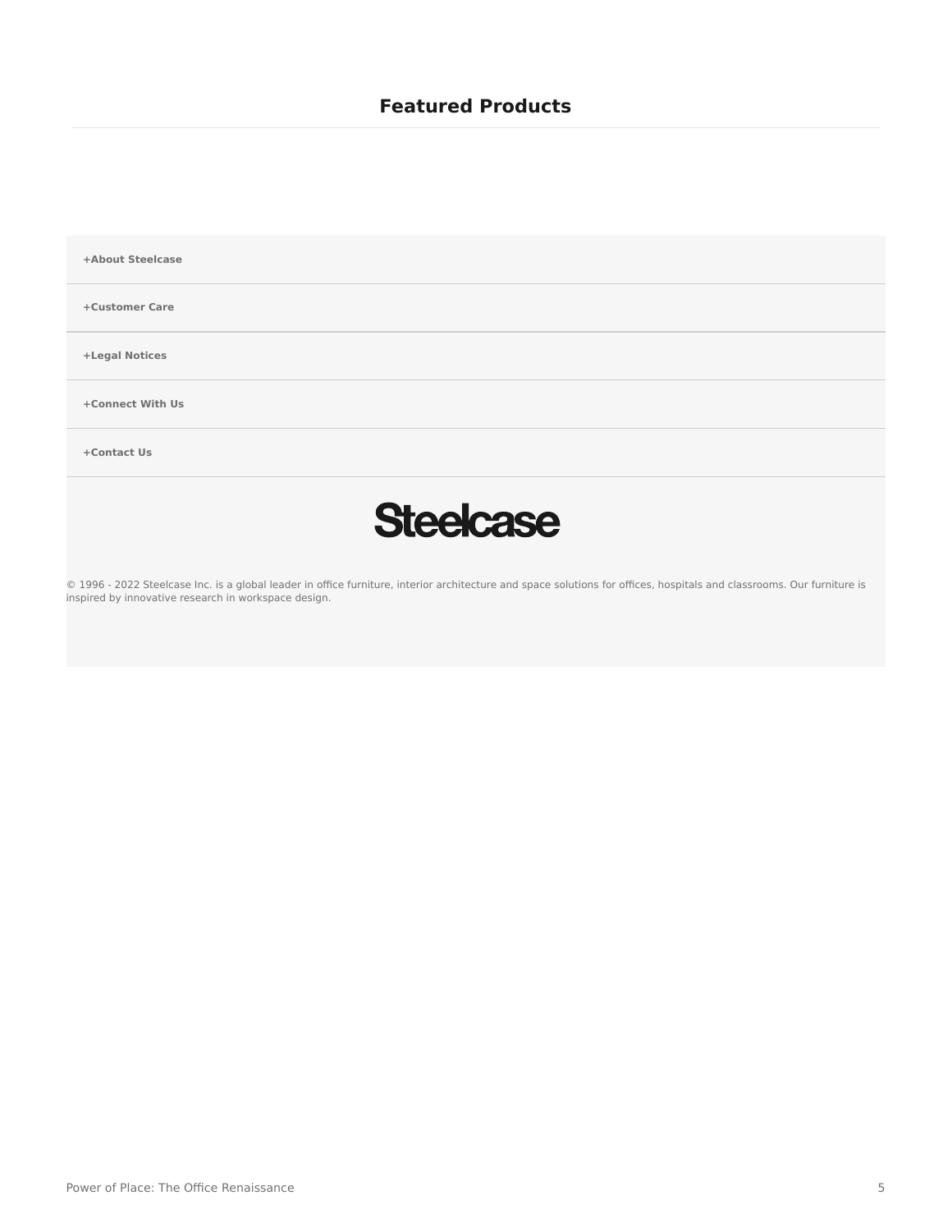## Featured Products

+About Steelcase

+Customer Care

+Legal Notices

+Connect With Us

+Contact Us

Steelcase

© 1996 - 2022 Steelcase Inc. is a global leader in office furniture, interior architecture and space solutions for offices, hospitals and classrooms. Our furniture is inspired by innovative research in workspace design.